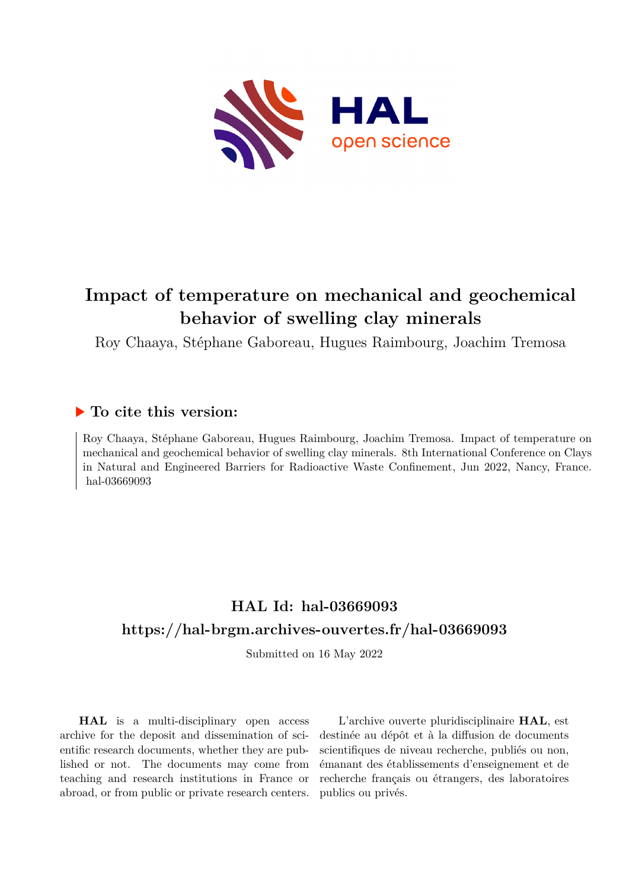# Impact of temperature on mechanical and geochemical behavior of swelling clay minerals

Roy Chaaya, Stéphane Gaboreau, Hugues Raimbourg, Joachim Tremosa

## ▶ To cite this version:

Roy Chaaya, Stéphane Gaboreau, Hugues Raimbourg, Joachim Tremosa. Impact of temperature on mechanical and geochemical behavior of swelling clay minerals. 8th International Conference on Clays in Natural and Engineered Barriers for Radioactive Waste Confinement, Jun 2022, Nancy, France. hal-03669093

## HAL Id: hal-03669093

## https://hal-brgm.archives-ouvertes.fr/hal-03669093

Submitted on 16 May 2022

**HAL** is a multi-disciplinary open access archive for the deposit and dissemination of scientific research documents, whether they are published or not. The documents may come from teaching and research institutions in France or abroad, or from public or private research centers.

L'archive ouverte pluridisciplinaire **HAL**, est destinée au dépôt et à la diffusion de documents scientifiques de niveau recherche, publiés ou non, émanant des établissements d'enseignement et de recherche français ou étrangers, des laboratoires publics ou privés.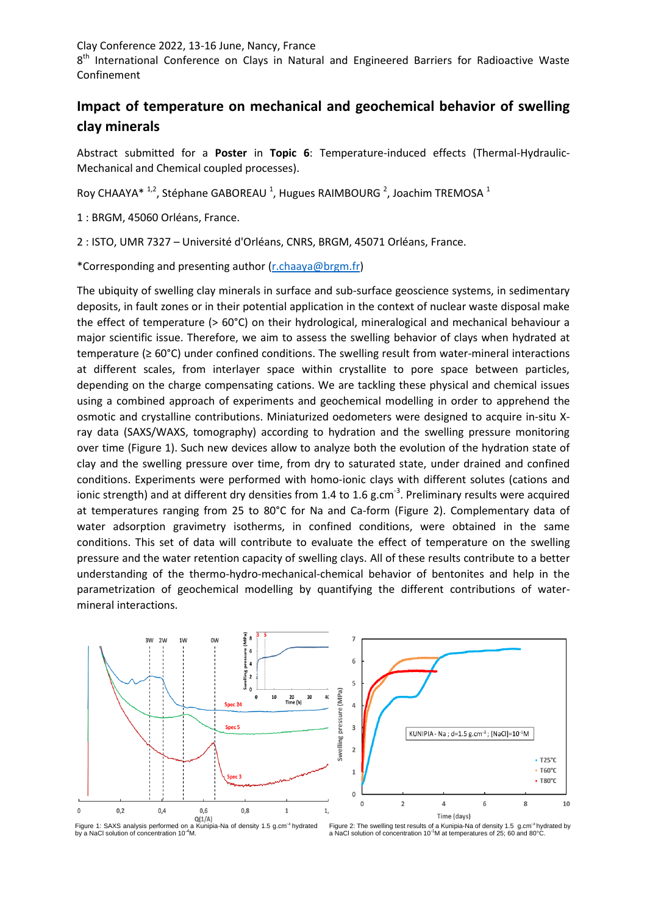Clay Conference 2022, 13-16 June, Nancy, France
8th International Conference on Clays in Natural and Engineered Barriers for Radioactive Waste Confinement

# Impact of temperature on mechanical and geochemical behavior of swelling clay minerals

Abstract submitted for a **Poster** in **Topic 6**: Temperature-induced effects (Thermal-Hydraulic-Mechanical and Chemical coupled processes).

Roy CHAAYA* [1,2], Stéphane GABOREAU [1], Hugues RAIMBOURG [2], Joachim TREMOSA [1]

1 : BRGM, 45060 Orléans, France.

2 : ISTO, UMR 7327 – Université d'Orléans, CNRS, BRGM, 45071 Orléans, France.

*Corresponding and presenting author (r.chaaya@brgm.fr)

The ubiquity of swelling clay minerals in surface and sub-surface geoscience systems, in sedimentary deposits, in fault zones or in their potential application in the context of nuclear waste disposal make the effect of temperature (> 60°C) on their hydrological, mineralogical and mechanical behaviour a major scientific issue. Therefore, we aim to assess the swelling behavior of clays when hydrated at temperature (≥ 60°C) under confined conditions. The swelling result from water-mineral interactions at different scales, from interlayer space within crystallite to pore space between particles, depending on the charge compensating cations. We are tackling these physical and chemical issues using a combined approach of experiments and geochemical modelling in order to apprehend the osmotic and crystalline contributions. Miniaturized oedometers were designed to acquire in-situ X-ray data (SAXS/WAXS, tomography) according to hydration and the swelling pressure monitoring over time (Figure 1). Such new devices allow to analyze both the evolution of the hydration state of clay and the swelling pressure over time, from dry to saturated state, under drained and confined conditions. Experiments were performed with homo-ionic clays with different solutes (cations and ionic strength) and at different dry densities from 1.4 to 1.6 g.cm$^{-3}$. Preliminary results were acquired at temperatures ranging from 25 to 80°C for Na and Ca-form (Figure 2). Complementary data of water adsorption gravimetry isotherms, in confined conditions, were obtained in the same conditions. This set of data will contribute to evaluate the effect of temperature on the swelling pressure and the water retention capacity of swelling clays. All of these results contribute to a better understanding of the thermo-hydro-mechanical-chemical behavior of bentonites and help in the parametrization of geochemical modelling by quantifying the different contributions of water-mineral interactions.

Figure 1: SAXS analysis performed on a Kunipia-Na of density 1.5 g.cm$^{-3}$ hydrated by a NaCl solution of concentration $10^{-4}$M.

Figure 2: The swelling test results of a Kunipia-Na of density 1.5 g.cm$^{-3}$ hydrated by a NaCl solution of concentration $10^{-1}$M at temperatures of 25; 60 and 80°C.